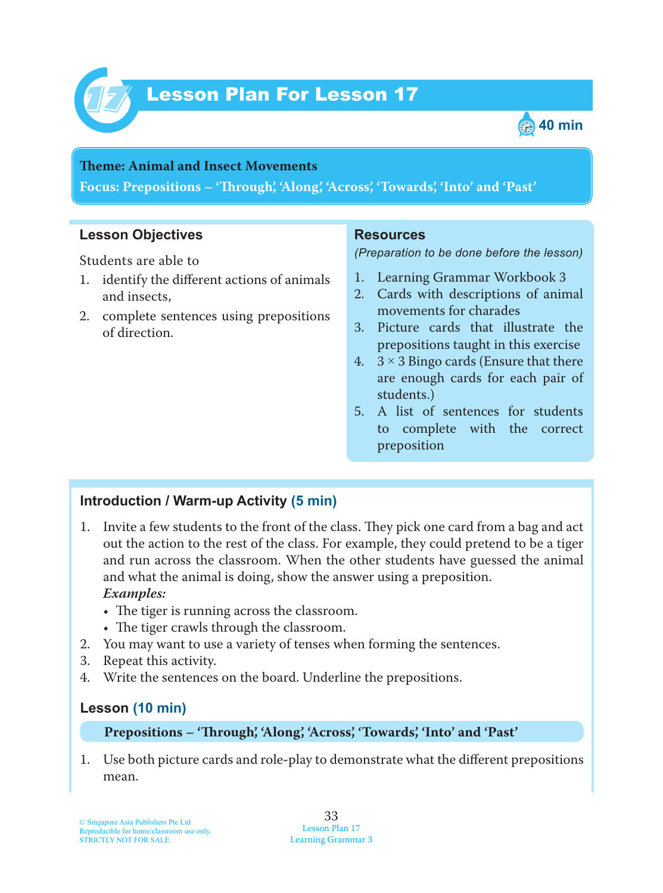# Lesson Plan For Lesson 17

40 min

**Theme: Animal and Insect Movements**
**Focus: Prepositions – 'Through', 'Along', 'Across', 'Towards', 'Into' and 'Past'**

## Lesson Objectives

Students are able to

1. identify the different actions of animals and insects,
2. complete sentences using prepositions of direction.

## Resources

*(Preparation to be done before the lesson)*

1. Learning Grammar Workbook 3
2. Cards with descriptions of animal movements for charades
3. Picture cards that illustrate the prepositions taught in this exercise
4. 3 × 3 Bingo cards (Ensure that there are enough cards for each pair of students.)
5. A list of sentences for students to complete with the correct preposition

## Introduction / Warm-up Activity (5 min)

1. Invite a few students to the front of the class. They pick one card from a bag and act out the action to the rest of the class. For example, they could pretend to be a tiger and run across the classroom. When the other students have guessed the animal and what the animal is doing, show the answer using a preposition.
   ***Examples:***
   - The tiger is running across the classroom.
   - The tiger crawls through the classroom.
2. You may want to use a variety of tenses when forming the sentences.
3. Repeat this activity.
4. Write the sentences on the board. Underline the prepositions.

## Lesson (10 min)

**Prepositions – 'Through', 'Along', 'Across', 'Towards', 'Into' and 'Past'**

1. Use both picture cards and role-play to demonstrate what the different prepositions mean.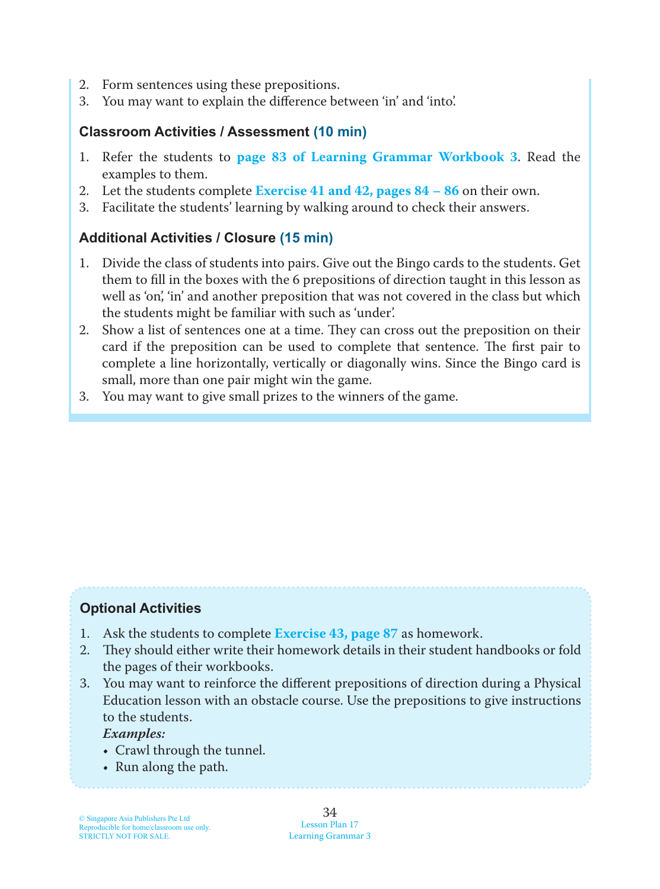2. Form sentences using these prepositions.
3. You may want to explain the difference between 'in' and 'into'.

### Classroom Activities / Assessment (10 min)

1. Refer the students to **page 83 of Learning Grammar Workbook 3**. Read the examples to them.
2. Let the students complete **Exercise 41 and 42, pages 84 – 86** on their own.
3. Facilitate the students' learning by walking around to check their answers.

### Additional Activities / Closure (15 min)

1. Divide the class of students into pairs. Give out the Bingo cards to the students. Get them to fill in the boxes with the 6 prepositions of direction taught in this lesson as well as 'on', 'in' and another preposition that was not covered in the class but which the students might be familiar with such as 'under'.
2. Show a list of sentences one at a time. They can cross out the preposition on their card if the preposition can be used to complete that sentence. The first pair to complete a line horizontally, vertically or diagonally wins. Since the Bingo card is small, more than one pair might win the game.
3. You may want to give small prizes to the winners of the game.

### Optional Activities

1. Ask the students to complete **Exercise 43, page 87** as homework.
2. They should either write their homework details in their student handbooks or fold the pages of their workbooks.
3. You may want to reinforce the different prepositions of direction during a Physical Education lesson with an obstacle course. Use the prepositions to give instructions to the students.

   ***Examples:***
   - Crawl through the tunnel.
   - Run along the path.

© Singapore Asia Publishers Pte Ltd
Reproducible for home/classroom use only.
STRICTLY NOT FOR SALE.

Lesson Plan 17
Learning Grammar 3